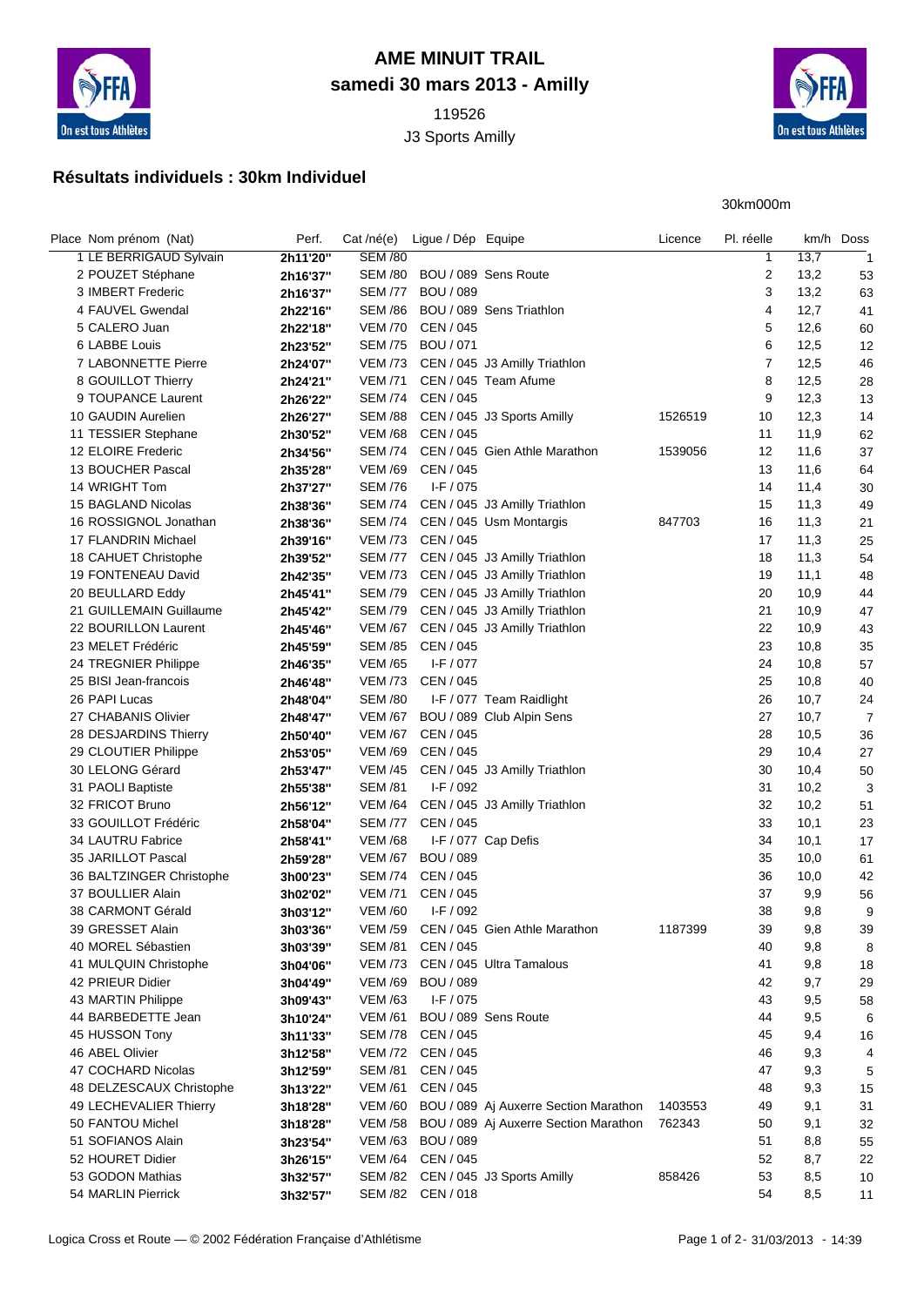# AME MINUIT TRAIL

## samedi 30 mars 2013 - Amilly

119526

J3 Sports Amilly

### Résultats individuels : 30km Individuel

30km000m

| Place | Nom prénom (Nat) | Perf. | Cat /né(e) | Ligue / Dép | Equipe | Licence | Pl. réelle | km/h | Doss |
|---|---|---|---|---|---|---|---|---|---|
| 1 | LE BERRIGAUD Sylvain | 2h11'20" | SEM /80 | | | | 1 | 13,7 | 1 |
| 2 | POUZET Stéphane | 2h16'37" | SEM /80 | BOU / 089 | Sens Route | | 2 | 13,2 | 53 |
| 3 | IMBERT Frederic | 2h16'37" | SEM /77 | BOU / 089 | | | 3 | 13,2 | 63 |
| 4 | FAUVEL Gwendal | 2h22'16" | SEM /86 | BOU / 089 | Sens Triathlon | | 4 | 12,7 | 41 |
| 5 | CALERO Juan | 2h22'18" | VEM /70 | CEN / 045 | | | 5 | 12,6 | 60 |
| 6 | LABBE Louis | 2h23'52" | SEM /75 | BOU / 071 | | | 6 | 12,5 | 12 |
| 7 | LABONNETTE Pierre | 2h24'07" | VEM /73 | CEN / 045 | J3 Amilly Triathlon | | 7 | 12,5 | 46 |
| 8 | GOUILLOT Thierry | 2h24'21" | VEM /71 | CEN / 045 | Team Afume | | 8 | 12,5 | 28 |
| 9 | TOUPANCE Laurent | 2h26'22" | SEM /74 | CEN / 045 | | | 9 | 12,3 | 13 |
| 10 | GAUDIN Aurelien | 2h26'27" | SEM /88 | CEN / 045 | J3 Sports Amilly | 1526519 | 10 | 12,3 | 14 |
| 11 | TESSIER Stephane | 2h30'52" | VEM /68 | CEN / 045 | | | 11 | 11,9 | 62 |
| 12 | ELOIRE Frederic | 2h34'56" | SEM /74 | CEN / 045 | Gien Athle Marathon | 1539056 | 12 | 11,6 | 37 |
| 13 | BOUCHER Pascal | 2h35'28" | VEM /69 | CEN / 045 | | | 13 | 11,6 | 64 |
| 14 | WRIGHT Tom | 2h37'27" | SEM /76 | I-F / 075 | | | 14 | 11,4 | 30 |
| 15 | BAGLAND Nicolas | 2h38'36" | SEM /74 | CEN / 045 | J3 Amilly Triathlon | | 15 | 11,3 | 49 |
| 16 | ROSSIGNOL Jonathan | 2h38'36" | SEM /74 | CEN / 045 | Usm Montargis | 847703 | 16 | 11,3 | 21 |
| 17 | FLANDRIN Michael | 2h39'16" | VEM /73 | CEN / 045 | | | 17 | 11,3 | 25 |
| 18 | CAHUET Christophe | 2h39'52" | SEM /77 | CEN / 045 | J3 Amilly Triathlon | | 18 | 11,3 | 54 |
| 19 | FONTENEAU David | 2h42'35" | VEM /73 | CEN / 045 | J3 Amilly Triathlon | | 19 | 11,1 | 48 |
| 20 | BEULLARD Eddy | 2h45'41" | SEM /79 | CEN / 045 | J3 Amilly Triathlon | | 20 | 10,9 | 44 |
| 21 | GUILLEMAIN Guillaume | 2h45'42" | SEM /79 | CEN / 045 | J3 Amilly Triathlon | | 21 | 10,9 | 47 |
| 22 | BOURILLON Laurent | 2h45'46" | VEM /67 | CEN / 045 | J3 Amilly Triathlon | | 22 | 10,9 | 43 |
| 23 | MELET Frédéric | 2h45'59" | SEM /85 | CEN / 045 | | | 23 | 10,8 | 35 |
| 24 | TREGNIER Philippe | 2h46'35" | VEM /65 | I-F / 077 | | | 24 | 10,8 | 57 |
| 25 | BISI Jean-francois | 2h46'48" | VEM /73 | CEN / 045 | | | 25 | 10,8 | 40 |
| 26 | PAPI Lucas | 2h48'04" | SEM /80 | I-F / 077 | Team Raidlight | | 26 | 10,7 | 24 |
| 27 | CHABANIS Olivier | 2h48'47" | VEM /67 | BOU / 089 | Club Alpin Sens | | 27 | 10,7 | 7 |
| 28 | DESJARDINS Thierry | 2h50'40" | VEM /67 | CEN / 045 | | | 28 | 10,5 | 36 |
| 29 | CLOUTIER Philippe | 2h53'05" | VEM /69 | CEN / 045 | | | 29 | 10,4 | 27 |
| 30 | LELONG Gérard | 2h53'47" | VEM /45 | CEN / 045 | J3 Amilly Triathlon | | 30 | 10,4 | 50 |
| 31 | PAOLI Baptiste | 2h55'38" | SEM /81 | I-F / 092 | | | 31 | 10,2 | 3 |
| 32 | FRICOT Bruno | 2h56'12" | VEM /64 | CEN / 045 | J3 Amilly Triathlon | | 32 | 10,2 | 51 |
| 33 | GOUILLOT Frédéric | 2h58'04" | SEM /77 | CEN / 045 | | | 33 | 10,1 | 23 |
| 34 | LAUTRU Fabrice | 2h58'41" | VEM /68 | I-F / 077 | Cap Defis | | 34 | 10,1 | 17 |
| 35 | JARILLOT Pascal | 2h59'28" | VEM /67 | BOU / 089 | | | 35 | 10,0 | 61 |
| 36 | BALTZINGER Christophe | 3h00'23" | SEM /74 | CEN / 045 | | | 36 | 10,0 | 42 |
| 37 | BOULLIER Alain | 3h02'02" | VEM /71 | CEN / 045 | | | 37 | 9,9 | 56 |
| 38 | CARMONT Gérald | 3h03'12" | VEM /60 | I-F / 092 | | | 38 | 9,8 | 9 |
| 39 | GRESSET Alain | 3h03'36" | VEM /59 | CEN / 045 | Gien Athle Marathon | 1187399 | 39 | 9,8 | 39 |
| 40 | MOREL Sébastien | 3h03'39" | SEM /81 | CEN / 045 | | | 40 | 9,8 | 8 |
| 41 | MULQUIN Christophe | 3h04'06" | VEM /73 | CEN / 045 | Ultra Tamalous | | 41 | 9,8 | 18 |
| 42 | PRIEUR Didier | 3h04'49" | VEM /69 | BOU / 089 | | | 42 | 9,7 | 29 |
| 43 | MARTIN Philippe | 3h09'43" | VEM /63 | I-F / 075 | | | 43 | 9,5 | 58 |
| 44 | BARBEDETTE Jean | 3h10'24" | VEM /61 | BOU / 089 | Sens Route | | 44 | 9,5 | 6 |
| 45 | HUSSON Tony | 3h11'33" | SEM /78 | CEN / 045 | | | 45 | 9,4 | 16 |
| 46 | ABEL Olivier | 3h12'58" | VEM /72 | CEN / 045 | | | 46 | 9,3 | 4 |
| 47 | COCHARD Nicolas | 3h12'59" | SEM /81 | CEN / 045 | | | 47 | 9,3 | 5 |
| 48 | DELZESCAUX Christophe | 3h13'22" | VEM /61 | CEN / 045 | | | 48 | 9,3 | 15 |
| 49 | LECHEVALIER Thierry | 3h18'28" | VEM /60 | BOU / 089 | Aj Auxerre Section Marathon | 1403553 | 49 | 9,1 | 31 |
| 50 | FANTOU Michel | 3h18'28" | VEM /58 | BOU / 089 | Aj Auxerre Section Marathon | 762343 | 50 | 9,1 | 32 |
| 51 | SOFIANOS Alain | 3h23'54" | VEM /63 | BOU / 089 | | | 51 | 8,8 | 55 |
| 52 | HOURET Didier | 3h26'15" | VEM /64 | CEN / 045 | | | 52 | 8,7 | 22 |
| 53 | GODON Mathias | 3h32'57" | SEM /82 | CEN / 045 | J3 Sports Amilly | 858426 | 53 | 8,5 | 10 |
| 54 | MARLIN Pierrick | 3h32'57" | SEM /82 | CEN / 018 | | | 54 | 8,5 | 11 |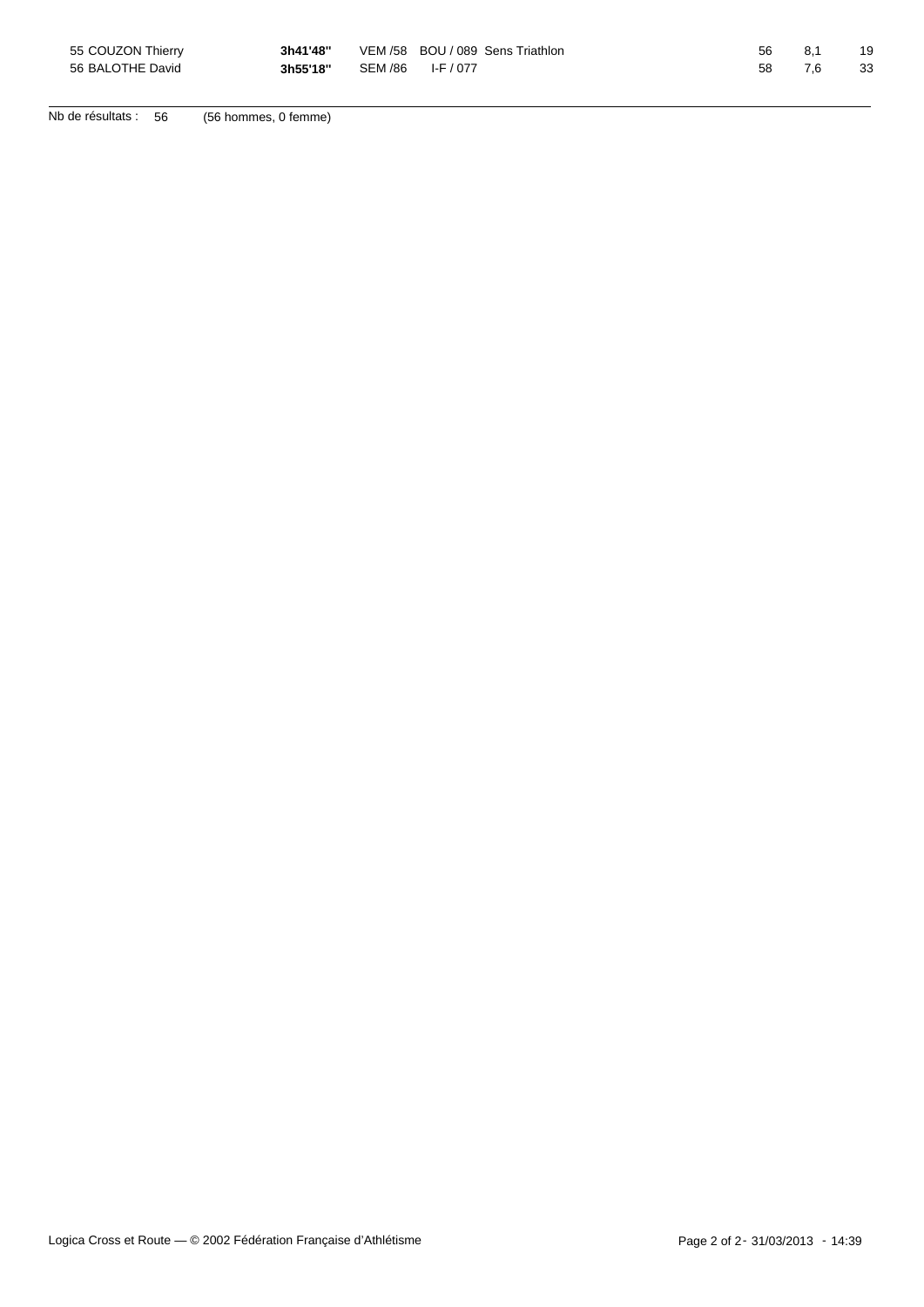| | | | | | | | |
|---|---|---|---|---|---|---|---|
| 55 | COUZON Thierry | **3h41'48"** | VEM /58 | BOU / 089 Sens Triathlon | 56 | 8,1 | 19 |
| 56 | BALOTHE David | **3h55'18"** | SEM /86 | I-F / 077 | 58 | 7,6 | 33 |

Nb de résultats : 56 (56 hommes, 0 femme)

Logica Cross et Route — © 2002 Fédération Française d'Athlétisme

31/03/2013 - 14:39